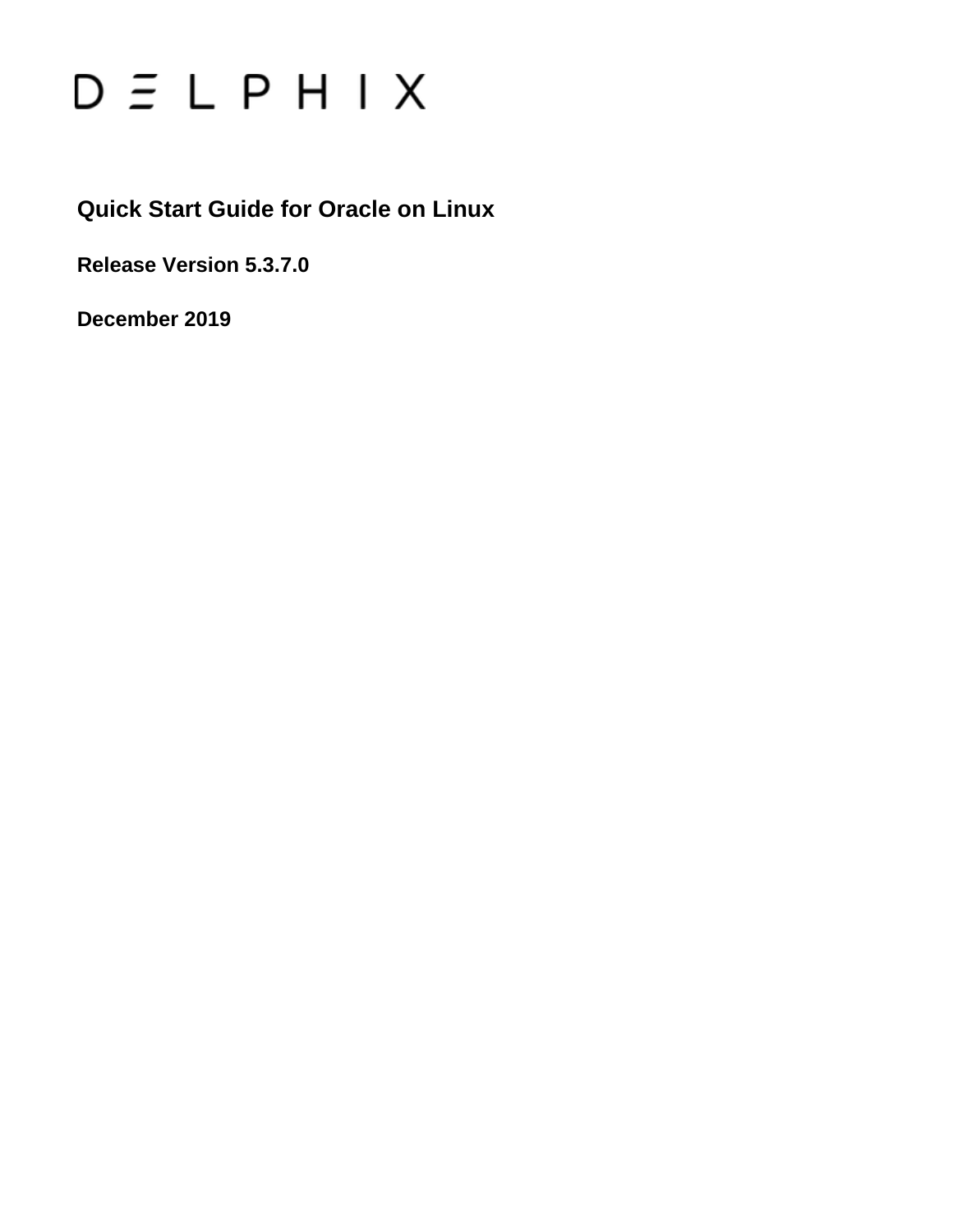# DELPHIX

## Quick Start Guide for Oracle on Linux

**Release Version 5.3.7.0**

**December 2019**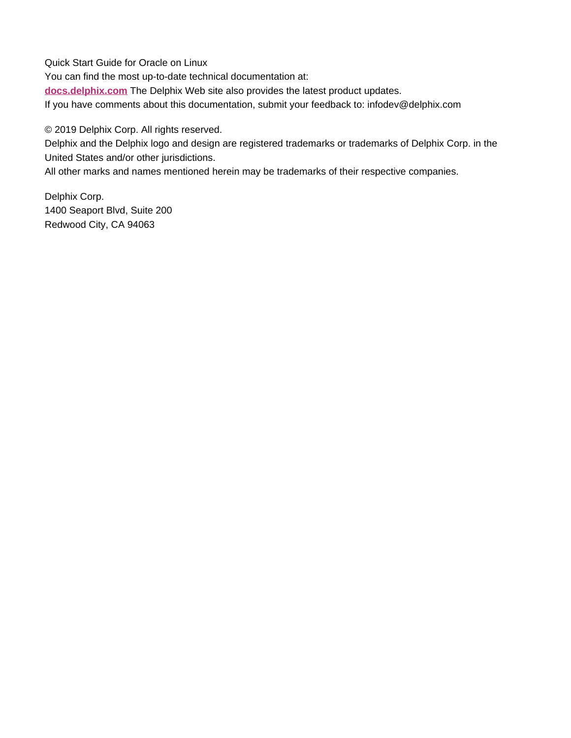Quick Start Guide for Oracle on Linux

You can find the most up-to-date technical documentation at:

**docs.delphix.com** The Delphix Web site also provides the latest product updates.

If you have comments about this documentation, submit your feedback to: infodev@delphix.com

© 2019 Delphix Corp. All rights reserved.

Delphix and the Delphix logo and design are registered trademarks or trademarks of Delphix Corp. in the United States and/or other jurisdictions.

All other marks and names mentioned herein may be trademarks of their respective companies.

Delphix Corp.
1400 Seaport Blvd, Suite 200
Redwood City, CA 94063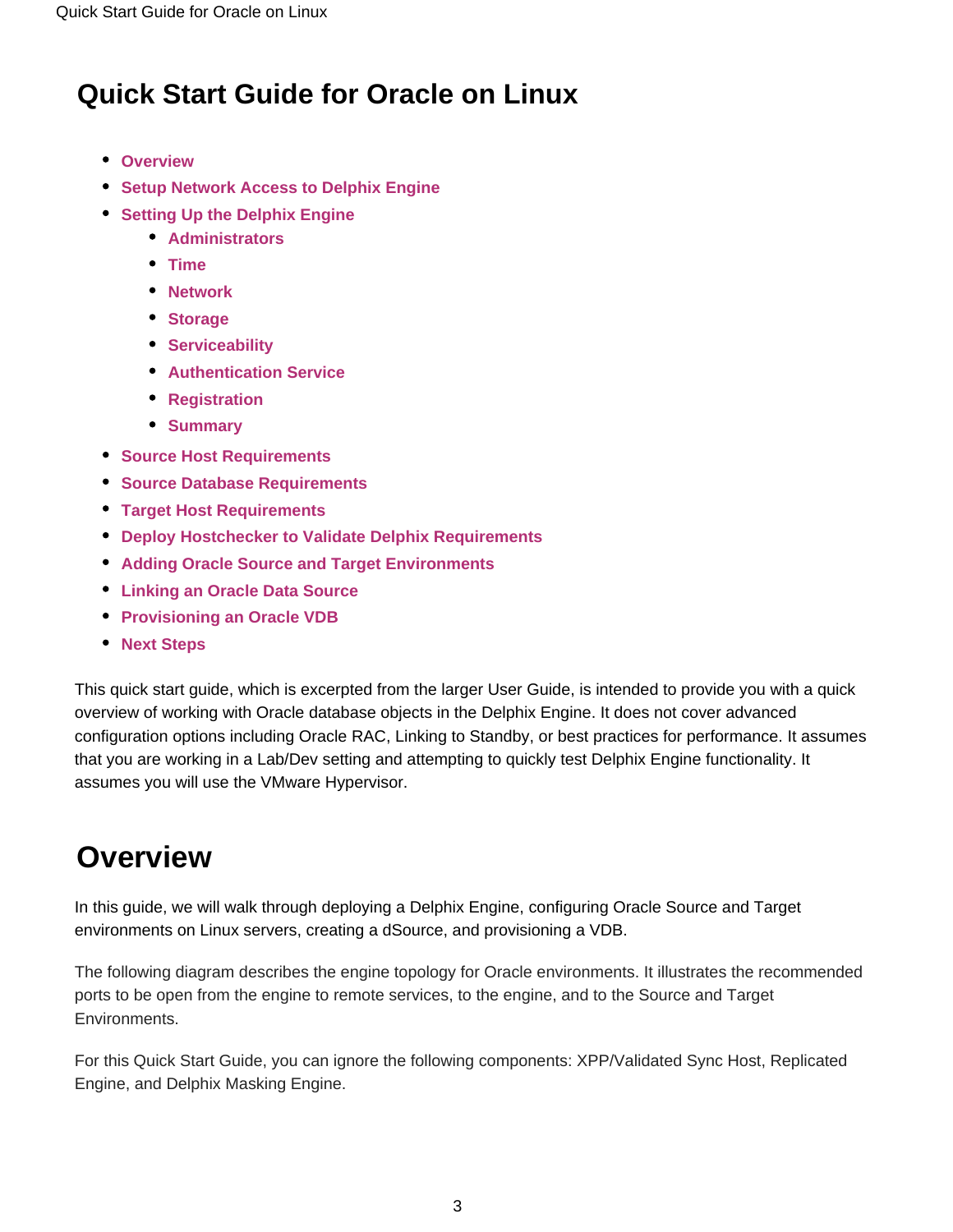# Quick Start Guide for Oracle on Linux

- Overview
- Setup Network Access to Delphix Engine
- Setting Up the Delphix Engine
  - Administrators
  - Time
  - Network
  - Storage
  - Serviceability
  - Authentication Service
  - Registration
  - Summary
- Source Host Requirements
- Source Database Requirements
- Target Host Requirements
- Deploy Hostchecker to Validate Delphix Requirements
- Adding Oracle Source and Target Environments
- Linking an Oracle Data Source
- Provisioning an Oracle VDB
- Next Steps

This quick start guide, which is excerpted from the larger User Guide, is intended to provide you with a quick overview of working with Oracle database objects in the Delphix Engine. It does not cover advanced configuration options including Oracle RAC, Linking to Standby, or best practices for performance. It assumes that you are working in a Lab/Dev setting and attempting to quickly test Delphix Engine functionality. It assumes you will use the VMware Hypervisor.

# Overview

In this guide, we will walk through deploying a Delphix Engine, configuring Oracle Source and Target environments on Linux servers, creating a dSource, and provisioning a VDB.

The following diagram describes the engine topology for Oracle environments. It illustrates the recommended ports to be open from the engine to remote services, to the engine, and to the Source and Target Environments.

For this Quick Start Guide, you can ignore the following components: XPP/Validated Sync Host, Replicated Engine, and Delphix Masking Engine.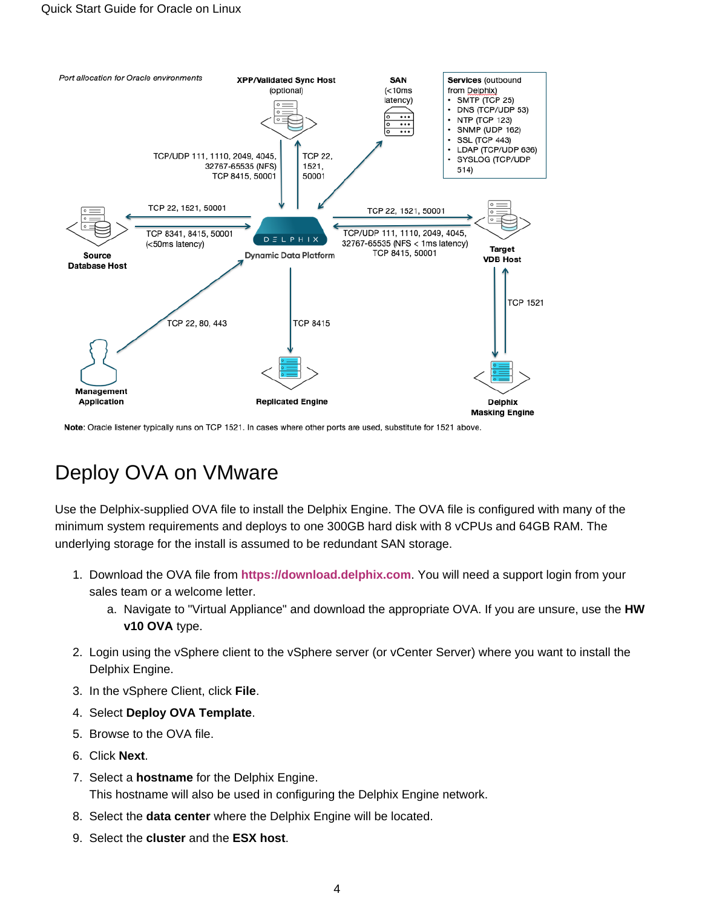*Port allocation for Oracle environments*

**XPP/Validated Sync Host** (optional)

**SAN** (<10ms latency)

**Services** (outbound from Delphix)

- SMTP (TCP 25)
- DNS (TCP/UDP 53)
- NTP (TCP 123)
- SNMP (UDP 162)
- SSL (TCP 443)
- LDAP (TCP/UDP 636)
- SYSLOG (TCP/UDP 514)

TCP/UDP 111, 1110, 2049, 4045, 32767-65535 (NFS) TCP 8415, 50001

TCP 22, 1521, 50001

TCP 22, 1521, 50001

TCP 8341, 8415, 50001 (<50ms latency)

**Source Database Host**

Dynamic Data Platform

TCP 22, 1521, 50001

TCP/UDP 111, 1110, 2049, 4045, 32767-65535 (NFS < 1ms latency) TCP 8415, 50001

**Target VDB Host**

TCP 1521

TCP 22, 80, 443

TCP 8415

**Management Application**

**Replicated Engine**

**Delphix Masking Engine**

**Note**: Oracle listener typically runs on TCP 1521. In cases where other ports are used, substitute for 1521 above.

# Deploy OVA on VMware

Use the Delphix-supplied OVA file to install the Delphix Engine. The OVA file is configured with many of the minimum system requirements and deploys to one 300GB hard disk with 8 vCPUs and 64GB RAM. The underlying storage for the install is assumed to be redundant SAN storage.

1. Download the OVA file from **https://download.delphix.com**. You will need a support login from your sales team or a welcome letter.
   a. Navigate to "Virtual Appliance" and download the appropriate OVA. If you are unsure, use the **HW v10 OVA** type.
2. Login using the vSphere client to the vSphere server (or vCenter Server) where you want to install the Delphix Engine.
3. In the vSphere Client, click **File**.
4. Select **Deploy OVA Template**.
5. Browse to the OVA file.
6. Click **Next**.
7. Select a **hostname** for the Delphix Engine.
   This hostname will also be used in configuring the Delphix Engine network.
8. Select the **data center** where the Delphix Engine will be located.
9. Select the **cluster** and the **ESX host**.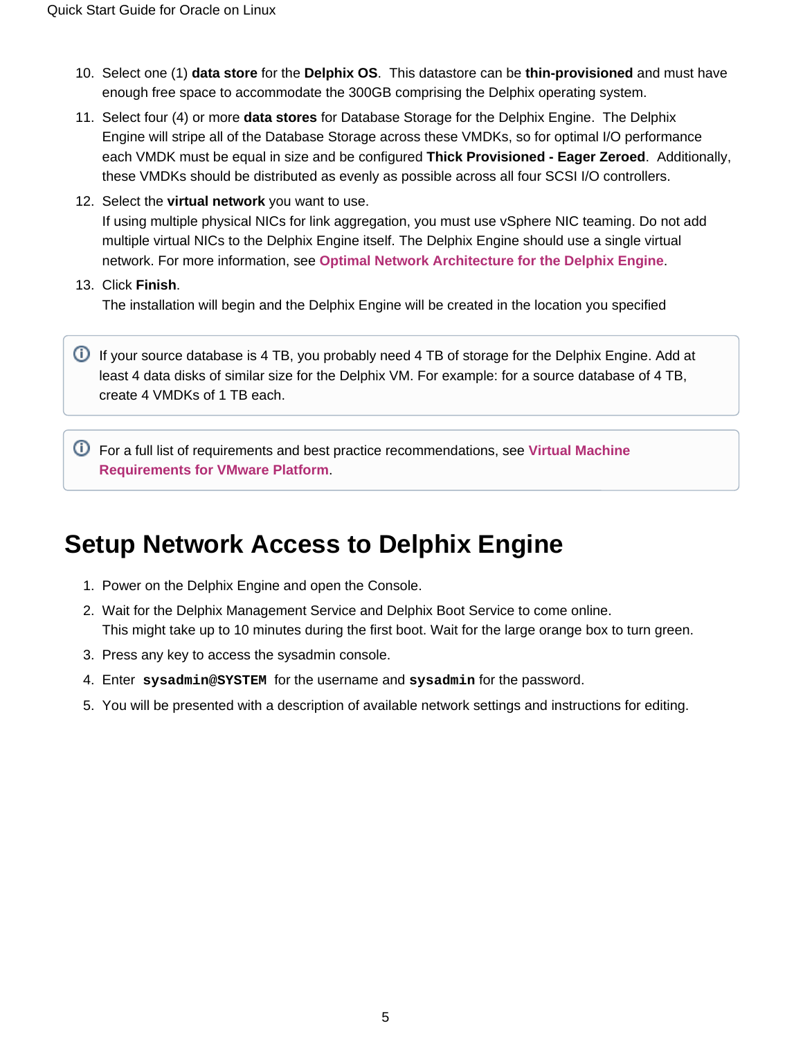10. Select one (1) **data store** for the **Delphix OS**. This datastore can be **thin-provisioned** and must have enough free space to accommodate the 300GB comprising the Delphix operating system.
11. Select four (4) or more **data stores** for Database Storage for the Delphix Engine. The Delphix Engine will stripe all of the Database Storage across these VMDKs, so for optimal I/O performance each VMDK must be equal in size and be configured **Thick Provisioned - Eager Zeroed**. Additionally, these VMDKs should be distributed as evenly as possible across all four SCSI I/O controllers.
12. Select the **virtual network** you want to use.
    If using multiple physical NICs for link aggregation, you must use vSphere NIC teaming. Do not add multiple virtual NICs to the Delphix Engine itself. The Delphix Engine should use a single virtual network. For more information, see **Optimal Network Architecture for the Delphix Engine**.
13. Click **Finish**.
    The installation will begin and the Delphix Engine will be created in the location you specified

> ⓘ If your source database is 4 TB, you probably need 4 TB of storage for the Delphix Engine. Add at least 4 data disks of similar size for the Delphix VM. For example: for a source database of 4 TB, create 4 VMDKs of 1 TB each.

> ⓘ For a full list of requirements and best practice recommendations, see **Virtual Machine Requirements for VMware Platform**.

# Setup Network Access to Delphix Engine

1. Power on the Delphix Engine and open the Console.
2. Wait for the Delphix Management Service and Delphix Boot Service to come online.
   This might take up to 10 minutes during the first boot. Wait for the large orange box to turn green.
3. Press any key to access the sysadmin console.
4. Enter **`sysadmin@SYSTEM`** for the username and **`sysadmin`** for the password.
5. You will be presented with a description of available network settings and instructions for editing.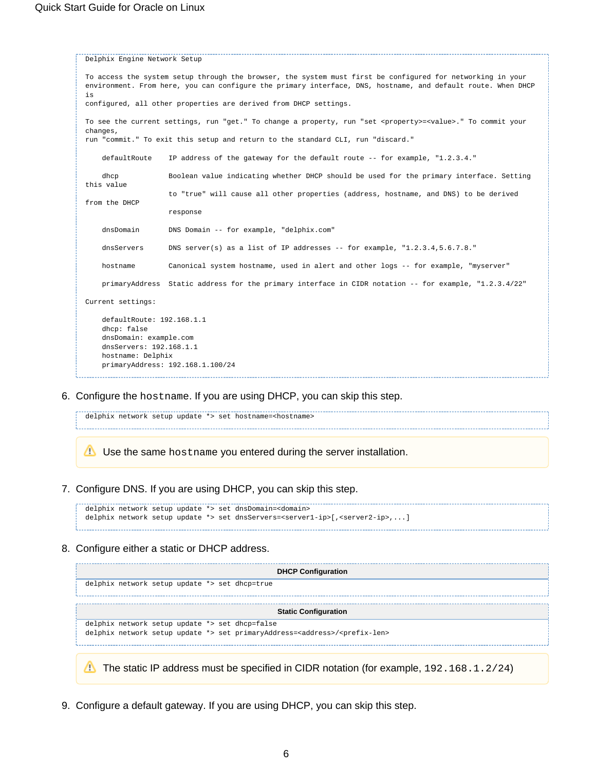```
Delphix Engine Network Setup

To access the system setup through the browser, the system must first be configured for networking in your
environment. From here, you can configure the primary interface, DNS, hostname, and default route. When DHCP
is
configured, all other properties are derived from DHCP settings.

To see the current settings, run "get." To change a property, run "set <property>=<value>." To commit your
changes,
run "commit." To exit this setup and return to the standard CLI, run "discard."

    defaultRoute    IP address of the gateway for the default route -- for example, "1.2.3.4."

    dhcp            Boolean value indicating whether DHCP should be used for the primary interface. Setting
this value
                    to "true" will cause all other properties (address, hostname, and DNS) to be derived
from the DHCP
                    response

    dnsDomain       DNS Domain -- for example, "delphix.com"

    dnsServers      DNS server(s) as a list of IP addresses -- for example, "1.2.3.4,5.6.7.8."

    hostname        Canonical system hostname, used in alert and other logs -- for example, "myserver"

    primaryAddress  Static address for the primary interface in CIDR notation -- for example, "1.2.3.4/22"

Current settings:

    defaultRoute: 192.168.1.1
    dhcp: false
    dnsDomain: example.com
    dnsServers: 192.168.1.1
    hostname: Delphix
    primaryAddress: 192.168.1.100/24
```

6. Configure the `hostname`. If you are using DHCP, you can skip this step.

```
delphix network setup update *> set hostname=<hostname>
```

> ⚠ Use the same `hostname` you entered during the server installation.

7. Configure DNS. If you are using DHCP, you can skip this step.

```
delphix network setup update *> set dnsDomain=<domain>
delphix network setup update *> set dnsServers=<server1-ip>[,<server2-ip>,...]
```

8. Configure either a static or DHCP address.

**DHCP Configuration**

```
delphix network setup update *> set dhcp=true
```

**Static Configuration**

```
delphix network setup update *> set dhcp=false
delphix network setup update *> set primaryAddress=<address>/<prefix-len>
```

> ⚠ The static IP address must be specified in CIDR notation (for example, `192.168.1.2/24`)

9. Configure a default gateway. If you are using DHCP, you can skip this step.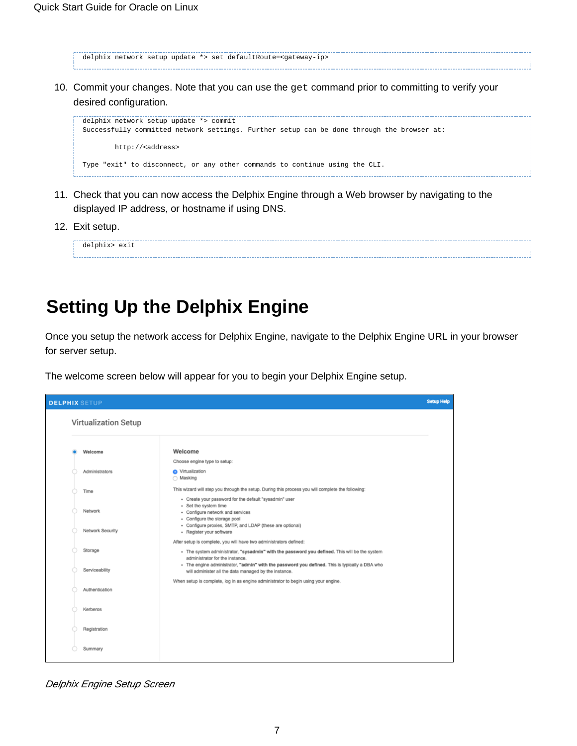```
delphix network setup update *> set defaultRoute=<gateway-ip>
```

10. Commit your changes. Note that you can use the `get` command prior to committing to verify your desired configuration.

```
delphix network setup update *> commit
Successfully committed network settings. Further setup can be done through the browser at:

        http://<address>

Type "exit" to disconnect, or any other commands to continue using the CLI.
```

11. Check that you can now access the Delphix Engine through a Web browser by navigating to the displayed IP address, or hostname if using DNS.
12. Exit setup.

```
delphix> exit
```

# Setting Up the Delphix Engine

Once you setup the network access for Delphix Engine, navigate to the Delphix Engine URL in your browser for server setup.

The welcome screen below will appear for you to begin your Delphix Engine setup.

*Delphix Engine Setup Screen*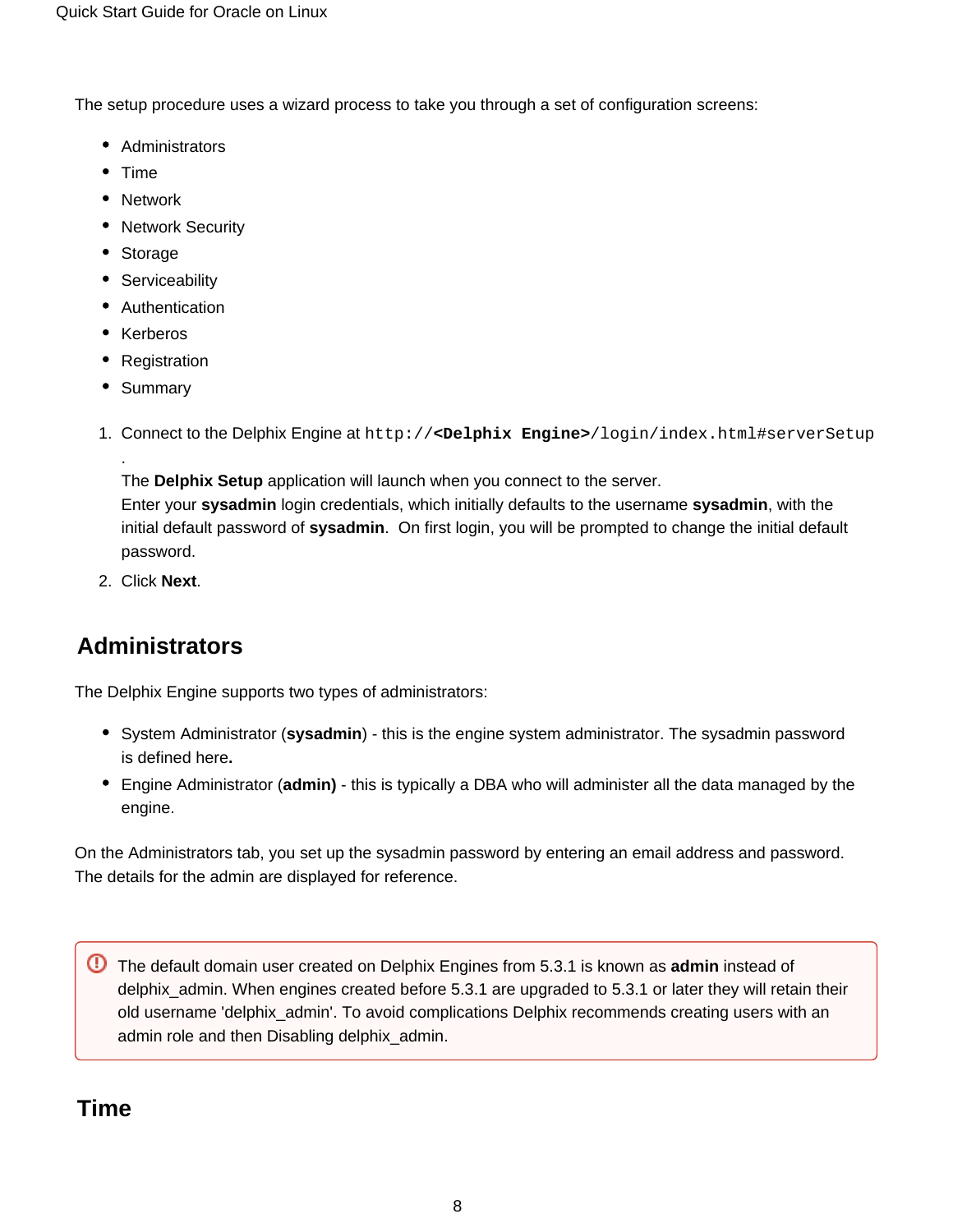The setup procedure uses a wizard process to take you through a set of configuration screens:

- Administrators
- Time
- Network
- Network Security
- Storage
- Serviceability
- Authentication
- Kerberos
- Registration
- Summary

1. Connect to the Delphix Engine at `http://<Delphix Engine>/login/index.html#serverSetup`.
   The **Delphix Setup** application will launch when you connect to the server.
   Enter your **sysadmin** login credentials, which initially defaults to the username **sysadmin**, with the initial default password of **sysadmin**. On first login, you will be prompted to change the initial default password.
2. Click **Next**.

## Administrators

The Delphix Engine supports two types of administrators:

- System Administrator (**sysadmin**) - this is the engine system administrator. The sysadmin password is defined here**.**
- Engine Administrator (**admin)** - this is typically a DBA who will administer all the data managed by the engine.

On the Administrators tab, you set up the sysadmin password by entering an email address and password. The details for the admin are displayed for reference.

> The default domain user created on Delphix Engines from 5.3.1 is known as **admin** instead of delphix_admin. When engines created before 5.3.1 are upgraded to 5.3.1 or later they will retain their old username 'delphix_admin'. To avoid complications Delphix recommends creating users with an admin role and then Disabling delphix_admin.

## Time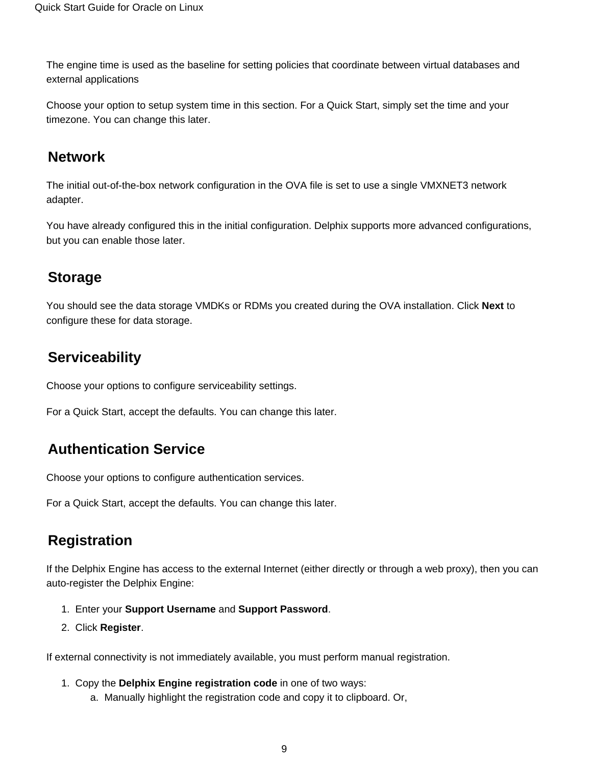The engine time is used as the baseline for setting policies that coordinate between virtual databases and external applications

Choose your option to setup system time in this section. For a Quick Start, simply set the time and your timezone. You can change this later.

## Network

The initial out-of-the-box network configuration in the OVA file is set to use a single VMXNET3 network adapter.

You have already configured this in the initial configuration. Delphix supports more advanced configurations, but you can enable those later.

## Storage

You should see the data storage VMDKs or RDMs you created during the OVA installation. Click **Next** to configure these for data storage.

## Serviceability

Choose your options to configure serviceability settings.

For a Quick Start, accept the defaults. You can change this later.

## Authentication Service

Choose your options to configure authentication services.

For a Quick Start, accept the defaults. You can change this later.

## Registration

If the Delphix Engine has access to the external Internet (either directly or through a web proxy), then you can auto-register the Delphix Engine:

1. Enter your **Support Username** and **Support Password**.
2. Click **Register**.

If external connectivity is not immediately available, you must perform manual registration.

1. Copy the **Delphix Engine registration code** in one of two ways:
    a. Manually highlight the registration code and copy it to clipboard. Or,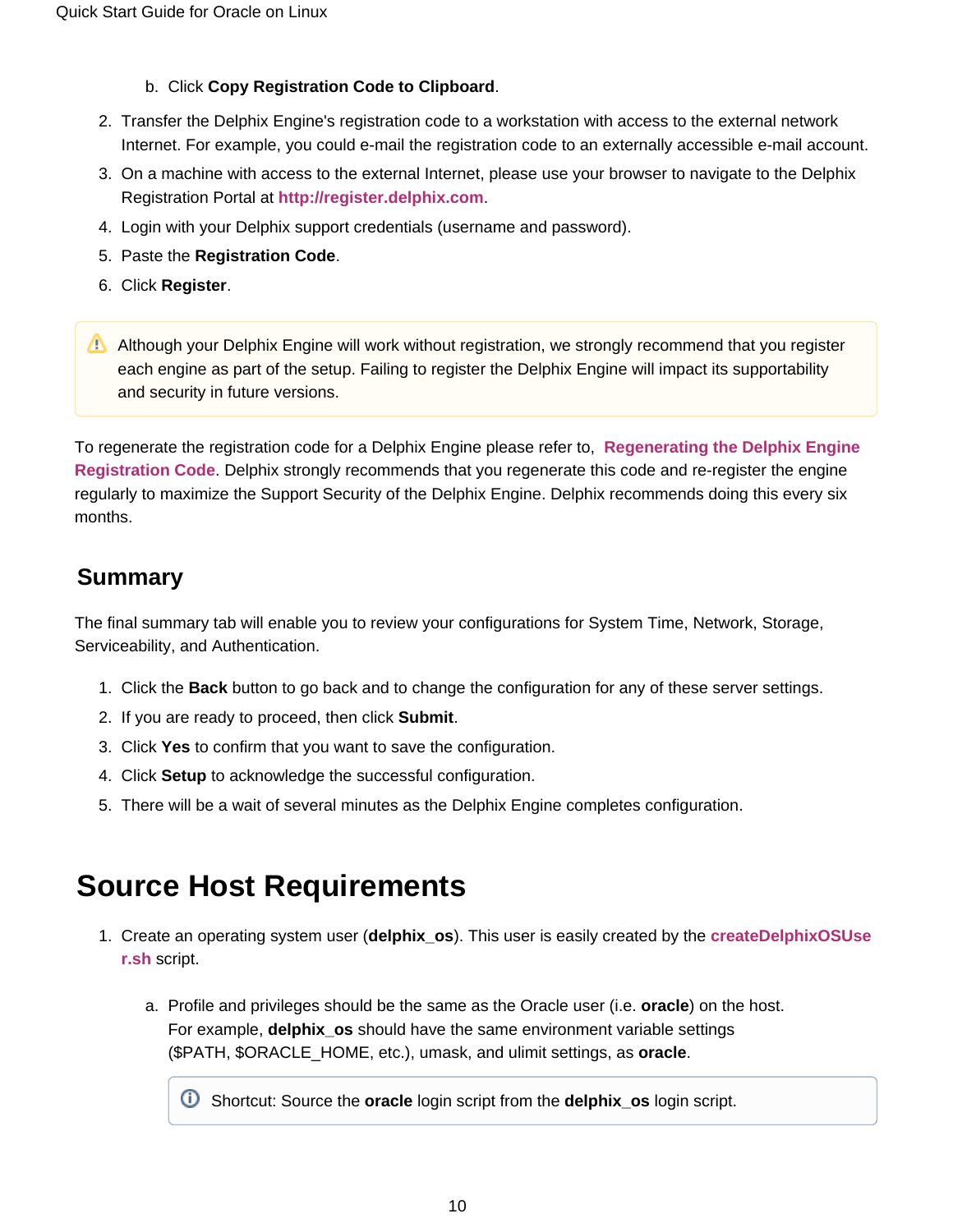b. Click **Copy Registration Code to Clipboard**.

2. Transfer the Delphix Engine's registration code to a workstation with access to the external network Internet. For example, you could e-mail the registration code to an externally accessible e-mail account.
3. On a machine with access to the external Internet, please use your browser to navigate to the Delphix Registration Portal at **http://register.delphix.com**.
4. Login with your Delphix support credentials (username and password).
5. Paste the **Registration Code**.
6. Click **Register**.

> ⚠ Although your Delphix Engine will work without registration, we strongly recommend that you register each engine as part of the setup. Failing to register the Delphix Engine will impact its supportability and security in future versions.

To regenerate the registration code for a Delphix Engine please refer to, **Regenerating the Delphix Engine Registration Code**. Delphix strongly recommends that you regenerate this code and re-register the engine regularly to maximize the Support Security of the Delphix Engine. Delphix recommends doing this every six months.

## Summary

The final summary tab will enable you to review your configurations for System Time, Network, Storage, Serviceability, and Authentication.

1. Click the **Back** button to go back and to change the configuration for any of these server settings.
2. If you are ready to proceed, then click **Submit**.
3. Click **Yes** to confirm that you want to save the configuration.
4. Click **Setup** to acknowledge the successful configuration.
5. There will be a wait of several minutes as the Delphix Engine completes configuration.

# Source Host Requirements

1. Create an operating system user (**delphix_os**). This user is easily created by the **createDelphixOSUser.sh** script.

   a. Profile and privileges should be the same as the Oracle user (i.e. **oracle**) on the host. For example, **delphix_os** should have the same environment variable settings ($PATH, $ORACLE_HOME, etc.), umask, and ulimit settings, as **oracle**.

   > ⓘ Shortcut: Source the **oracle** login script from the **delphix_os** login script.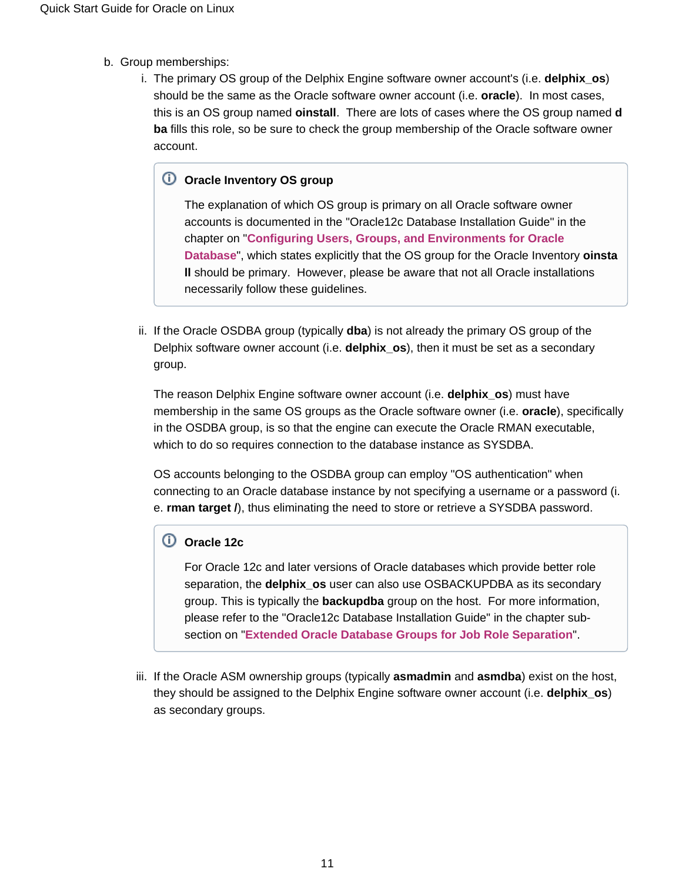b. Group memberships:

   i. The primary OS group of the Delphix Engine software owner account's (i.e. **delphix_os**) should be the same as the Oracle software owner account (i.e. **oracle**). In most cases, this is an OS group named **oinstall**. There are lots of cases where the OS group named **dba** fills this role, so be sure to check the group membership of the Oracle software owner account.

      > **Oracle Inventory OS group**
      >
      > The explanation of which OS group is primary on all Oracle software owner accounts is documented in the "Oracle12c Database Installation Guide" in the chapter on "**Configuring Users, Groups, and Environments for Oracle Database**", which states explicitly that the OS group for the Oracle Inventory **oinstall** should be primary. However, please be aware that not all Oracle installations necessarily follow these guidelines.

   ii. If the Oracle OSDBA group (typically **dba**) is not already the primary OS group of the Delphix software owner account (i.e. **delphix_os**), then it must be set as a secondary group.

      The reason Delphix Engine software owner account (i.e. **delphix_os**) must have membership in the same OS groups as the Oracle software owner (i.e. **oracle**), specifically in the OSDBA group, is so that the engine can execute the Oracle RMAN executable, which to do so requires connection to the database instance as SYSDBA.

      OS accounts belonging to the OSDBA group can employ "OS authentication" when connecting to an Oracle database instance by not specifying a username or a password (i.e. **rman target /**), thus eliminating the need to store or retrieve a SYSDBA password.

      > **Oracle 12c**
      >
      > For Oracle 12c and later versions of Oracle databases which provide better role separation, the **delphix_os** user can also use OSBACKUPDBA as its secondary group. This is typically the **backupdba** group on the host. For more information, please refer to the "Oracle12c Database Installation Guide" in the chapter sub-section on "**Extended Oracle Database Groups for Job Role Separation**".

   iii. If the Oracle ASM ownership groups (typically **asmadmin** and **asmdba**) exist on the host, they should be assigned to the Delphix Engine software owner account (i.e. **delphix_os**) as secondary groups.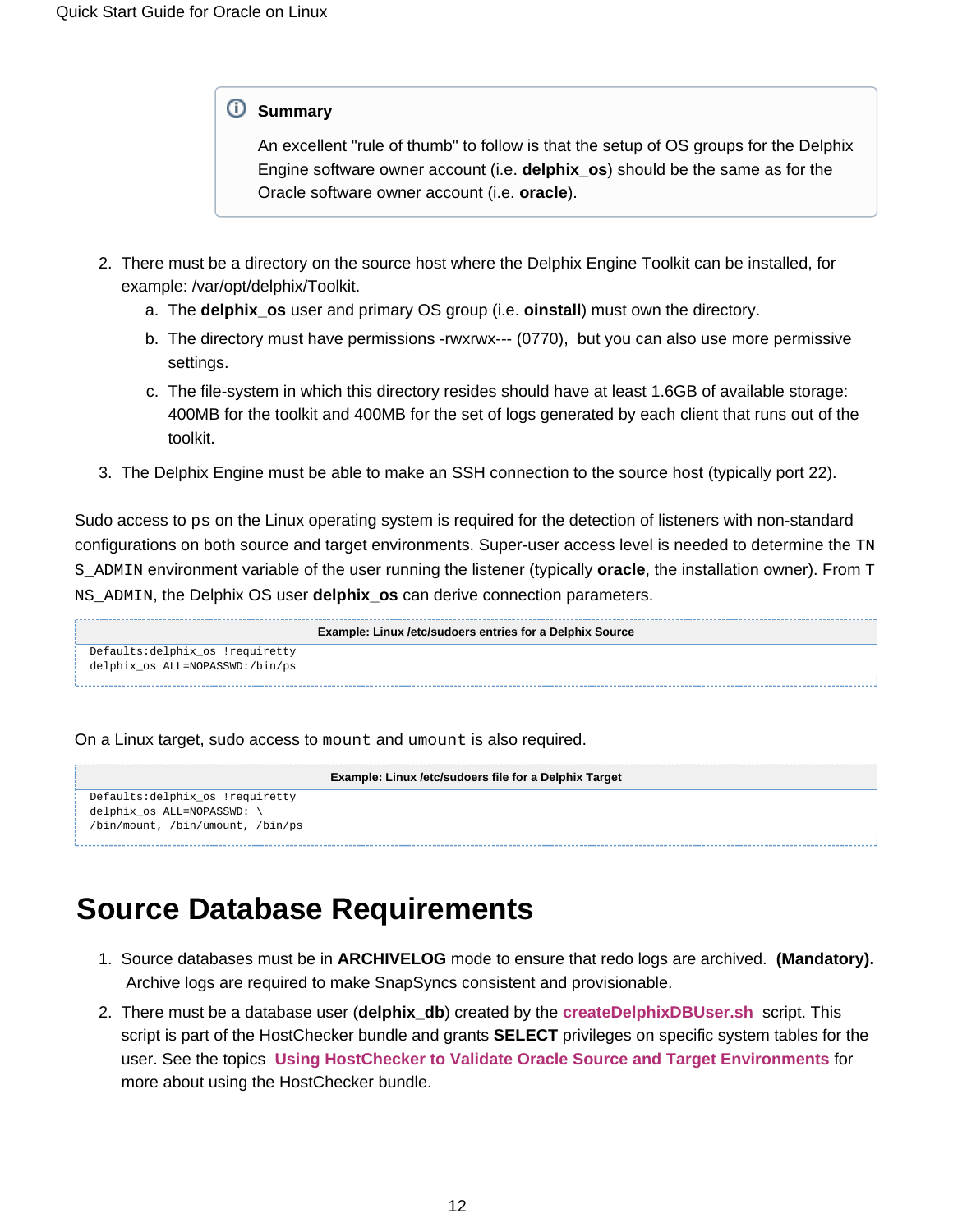> **Summary**
>
> An excellent "rule of thumb" to follow is that the setup of OS groups for the Delphix Engine software owner account (i.e. **delphix_os**) should be the same as for the Oracle software owner account (i.e. **oracle**).

2. There must be a directory on the source host where the Delphix Engine Toolkit can be installed, for example: /var/opt/delphix/Toolkit.
   a. The **delphix_os** user and primary OS group (i.e. **oinstall**) must own the directory.
   b. The directory must have permissions -rwxrwx--- (0770), but you can also use more permissive settings.
   c. The file-system in which this directory resides should have at least 1.6GB of available storage: 400MB for the toolkit and 400MB for the set of logs generated by each client that runs out of the toolkit.
3. The Delphix Engine must be able to make an SSH connection to the source host (typically port 22).

Sudo access to `ps` on the Linux operating system is required for the detection of listeners with non-standard configurations on both source and target environments. Super-user access level is needed to determine the `TNS_ADMIN` environment variable of the user running the listener (typically **oracle**, the installation owner). From `TNS_ADMIN`, the Delphix OS user **delphix_os** can derive connection parameters.

**Example: Linux /etc/sudoers entries for a Delphix Source**

```
Defaults:delphix_os !requiretty
delphix_os ALL=NOPASSWD:/bin/ps
```

On a Linux target, sudo access to `mount` and `umount` is also required.

**Example: Linux /etc/sudoers file for a Delphix Target**

```
Defaults:delphix_os !requiretty
delphix_os ALL=NOPASSWD: \
/bin/mount, /bin/umount, /bin/ps
```

# Source Database Requirements

1. Source databases must be in **ARCHIVELOG** mode to ensure that redo logs are archived. **(Mandatory).** Archive logs are required to make SnapSyncs consistent and provisionable.
2. There must be a database user (**delphix_db**) created by the **createDelphixDBUser.sh** script. This script is part of the HostChecker bundle and grants **SELECT** privileges on specific system tables for the user. See the topics **Using HostChecker to Validate Oracle Source and Target Environments** for more about using the HostChecker bundle.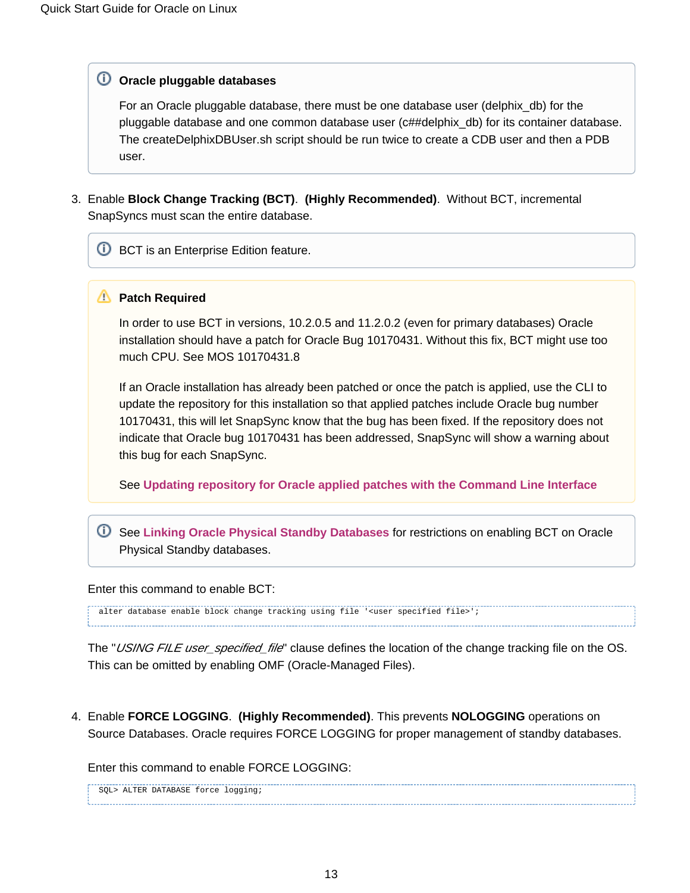> **Oracle pluggable databases**
>
> For an Oracle pluggable database, there must be one database user (delphix_db) for the pluggable database and one common database user (c##delphix_db) for its container database. The createDelphixDBUser.sh script should be run twice to create a CDB user and then a PDB user.

3. Enable **Block Change Tracking (BCT)**. **(Highly Recommended)**. Without BCT, incremental SnapSyncs must scan the entire database.

   > BCT is an Enterprise Edition feature.

   > **Patch Required**
   >
   > In order to use BCT in versions, 10.2.0.5 and 11.2.0.2 (even for primary databases) Oracle installation should have a patch for Oracle Bug 10170431. Without this fix, BCT might use too much CPU. See MOS 10170431.8
   >
   > If an Oracle installation has already been patched or once the patch is applied, use the CLI to update the repository for this installation so that applied patches include Oracle bug number 10170431, this will let SnapSync know that the bug has been fixed. If the repository does not indicate that Oracle bug 10170431 has been addressed, SnapSync will show a warning about this bug for each SnapSync.
   >
   > See **Updating repository for Oracle applied patches with the Command Line Interface**

   > See **Linking Oracle Physical Standby Databases** for restrictions on enabling BCT on Oracle Physical Standby databases.

   Enter this command to enable BCT:

   ```
   alter database enable block change tracking using file '<user specified file>';
   ```

   The "*USING FILE user_specified_file*" clause defines the location of the change tracking file on the OS. This can be omitted by enabling OMF (Oracle-Managed Files).

4. Enable **FORCE LOGGING**. **(Highly Recommended)**. This prevents **NOLOGGING** operations on Source Databases. Oracle requires FORCE LOGGING for proper management of standby databases.

   Enter this command to enable FORCE LOGGING:

   ```
   SQL> ALTER DATABASE force logging;
   ```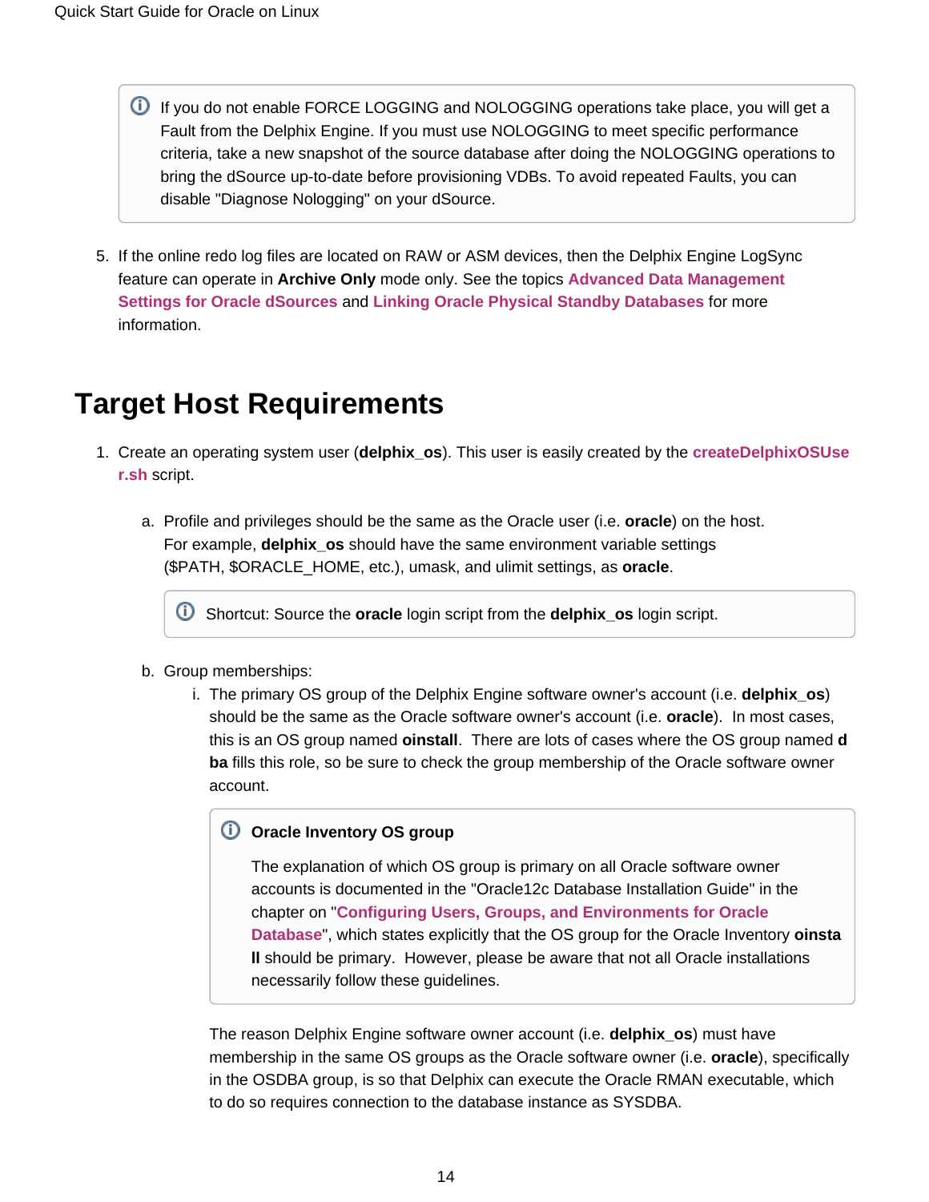> ⓘ If you do not enable FORCE LOGGING and NOLOGGING operations take place, you will get a Fault from the Delphix Engine. If you must use NOLOGGING to meet specific performance criteria, take a new snapshot of the source database after doing the NOLOGGING operations to bring the dSource up-to-date before provisioning VDBs. To avoid repeated Faults, you can disable "Diagnose Nologging" on your dSource.

5. If the online redo log files are located on RAW or ASM devices, then the Delphix Engine LogSync feature can operate in **Archive Only** mode only. See the topics **Advanced Data Management Settings for Oracle dSources** and **Linking Oracle Physical Standby Databases** for more information.

# Target Host Requirements

1. Create an operating system user (**delphix_os**). This user is easily created by the **createDelphixOSUser.sh** script.
   a. Profile and privileges should be the same as the Oracle user (i.e. **oracle**) on the host. For example, **delphix_os** should have the same environment variable settings ($PATH, $ORACLE_HOME, etc.), umask, and ulimit settings, as **oracle**.

      > ⓘ Shortcut: Source the **oracle** login script from the **delphix_os** login script.

   b. Group memberships:
      i. The primary OS group of the Delphix Engine software owner's account (i.e. **delphix_os**) should be the same as the Oracle software owner's account (i.e. **oracle**).  In most cases, this is an OS group named **oinstall**.  There are lots of cases where the OS group named **dba** fills this role, so be sure to check the group membership of the Oracle software owner account.

      > ⓘ **Oracle Inventory OS group**
      >
      > The explanation of which OS group is primary on all Oracle software owner accounts is documented in the "Oracle12c Database Installation Guide" in the chapter on "**Configuring Users, Groups, and Environments for Oracle Database**", which states explicitly that the OS group for the Oracle Inventory **oinstall** should be primary.  However, please be aware that not all Oracle installations necessarily follow these guidelines.

      The reason Delphix Engine software owner account (i.e. **delphix_os**) must have membership in the same OS groups as the Oracle software owner (i.e. **oracle**), specifically in the OSDBA group, is so that Delphix can execute the Oracle RMAN executable, which to do so requires connection to the database instance as SYSDBA.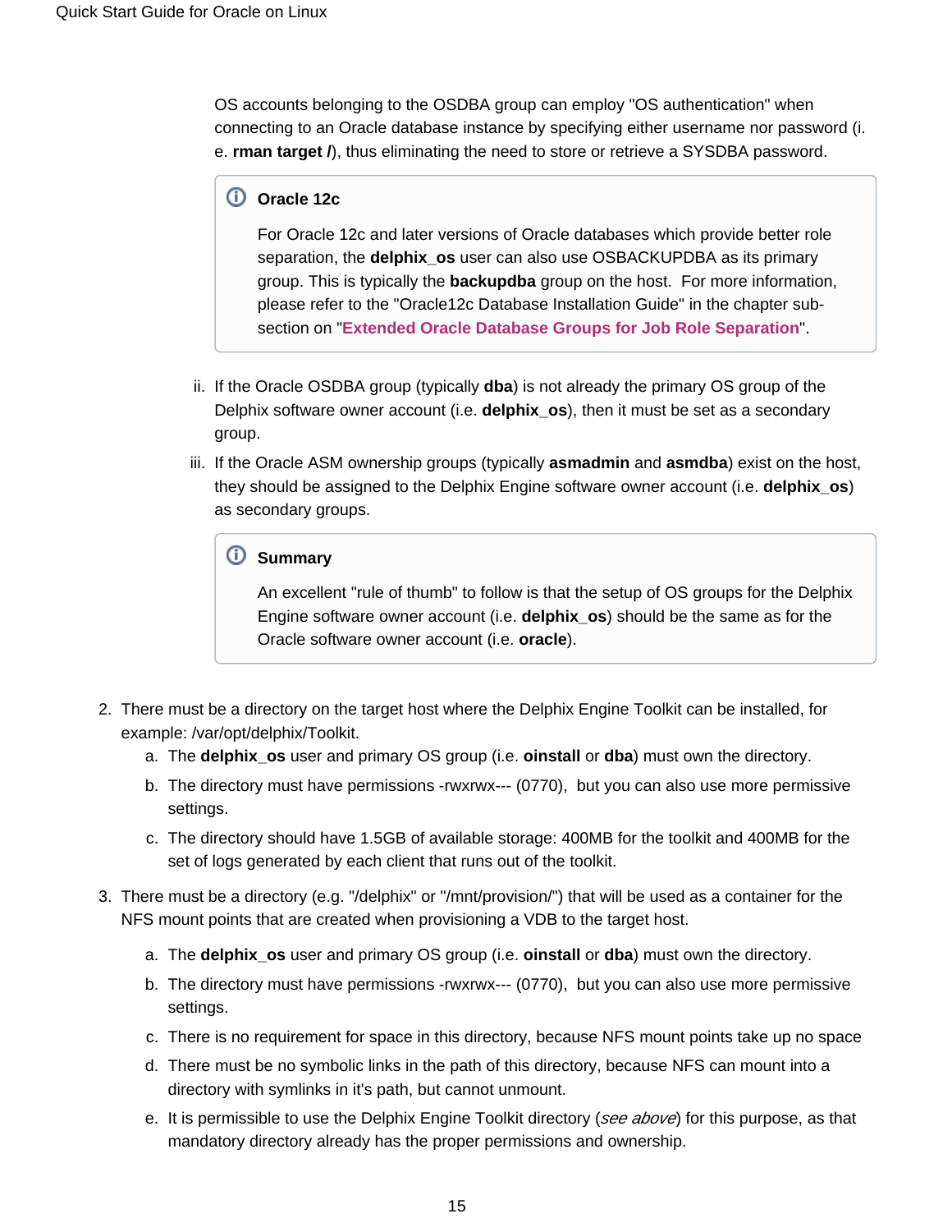OS accounts belonging to the OSDBA group can employ "OS authentication" when connecting to an Oracle database instance by specifying either username nor password (i.e. **rman target /**), thus eliminating the need to store or retrieve a SYSDBA password.

> **Oracle 12c**
>
> For Oracle 12c and later versions of Oracle databases which provide better role separation, the **delphix_os** user can also use OSBACKUPDBA as its primary group. This is typically the **backupdba** group on the host. For more information, please refer to the "Oracle12c Database Installation Guide" in the chapter sub-section on "**Extended Oracle Database Groups for Job Role Separation**".

ii. If the Oracle OSDBA group (typically **dba**) is not already the primary OS group of the Delphix software owner account (i.e. **delphix_os**), then it must be set as a secondary group.

iii. If the Oracle ASM ownership groups (typically **asmadmin** and **asmdba**) exist on the host, they should be assigned to the Delphix Engine software owner account (i.e. **delphix_os**) as secondary groups.

> **Summary**
>
> An excellent "rule of thumb" to follow is that the setup of OS groups for the Delphix Engine software owner account (i.e. **delphix_os**) should be the same as for the Oracle software owner account (i.e. **oracle**).

2. There must be a directory on the target host where the Delphix Engine Toolkit can be installed, for example: /var/opt/delphix/Toolkit.
   a. The **delphix_os** user and primary OS group (i.e. **oinstall** or **dba**) must own the directory.
   b. The directory must have permissions -rwxrwx--- (0770), but you can also use more permissive settings.
   c. The directory should have 1.5GB of available storage: 400MB for the toolkit and 400MB for the set of logs generated by each client that runs out of the toolkit.
3. There must be a directory (e.g. "/delphix" or "/mnt/provision/") that will be used as a container for the NFS mount points that are created when provisioning a VDB to the target host.
   a. The **delphix_os** user and primary OS group (i.e. **oinstall** or **dba**) must own the directory.
   b. The directory must have permissions -rwxrwx--- (0770), but you can also use more permissive settings.
   c. There is no requirement for space in this directory, because NFS mount points take up no space
   d. There must be no symbolic links in the path of this directory, because NFS can mount into a directory with symlinks in it's path, but cannot unmount.
   e. It is permissible to use the Delphix Engine Toolkit directory (*see above*) for this purpose, as that mandatory directory already has the proper permissions and ownership.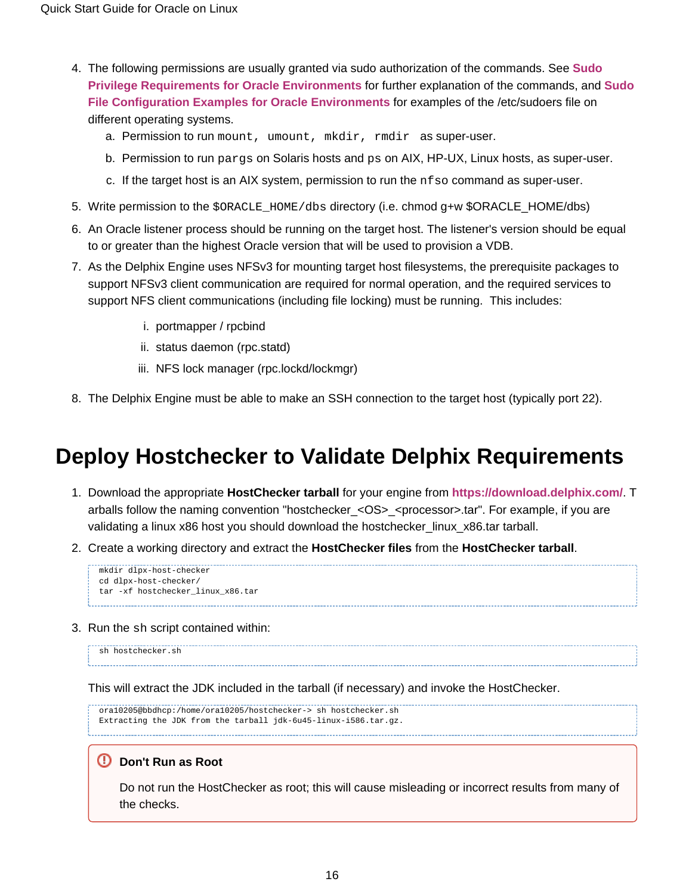4. The following permissions are usually granted via sudo authorization of the commands. See **Sudo Privilege Requirements for Oracle Environments** for further explanation of the commands, and **Sudo File Configuration Examples for Oracle Environments** for examples of the /etc/sudoers file on different operating systems.
   a. Permission to run `mount, umount, mkdir, rmdir` as super-user.
   b. Permission to run `pargs` on Solaris hosts and `ps` on AIX, HP-UX, Linux hosts, as super-user.
   c. If the target host is an AIX system, permission to run the `nfso` command as super-user.
5. Write permission to the `$ORACLE_HOME/dbs` directory (i.e. chmod g+w $ORACLE_HOME/dbs)
6. An Oracle listener process should be running on the target host. The listener's version should be equal to or greater than the highest Oracle version that will be used to provision a VDB.
7. As the Delphix Engine uses NFSv3 for mounting target host filesystems, the prerequisite packages to support NFSv3 client communication are required for normal operation, and the required services to support NFS client communications (including file locking) must be running. This includes:
   i. portmapper / rpcbind
   ii. status daemon (rpc.statd)
   iii. NFS lock manager (rpc.lockd/lockmgr)
8. The Delphix Engine must be able to make an SSH connection to the target host (typically port 22).

# Deploy Hostchecker to Validate Delphix Requirements

1. Download the appropriate **HostChecker tarball** for your engine from **https://download.delphix.com/**. Tarballs follow the naming convention "hostchecker_<OS>_<processor>.tar". For example, if you are validating a linux x86 host you should download the hostchecker_linux_x86.tar tarball.
2. Create a working directory and extract the **HostChecker files** from the **HostChecker tarball**.

```
mkdir dlpx-host-checker
cd dlpx-host-checker/
tar -xf hostchecker_linux_x86.tar
```

3. Run the `sh` script contained within:

```
sh hostchecker.sh
```

This will extract the JDK included in the tarball (if necessary) and invoke the HostChecker.

```
ora10205@bbdhcp:/home/ora10205/hostchecker-> sh hostchecker.sh
Extracting the JDK from the tarball jdk-6u45-linux-i586.tar.gz.
```

> **Don't Run as Root**
>
> Do not run the HostChecker as root; this will cause misleading or incorrect results from many of the checks.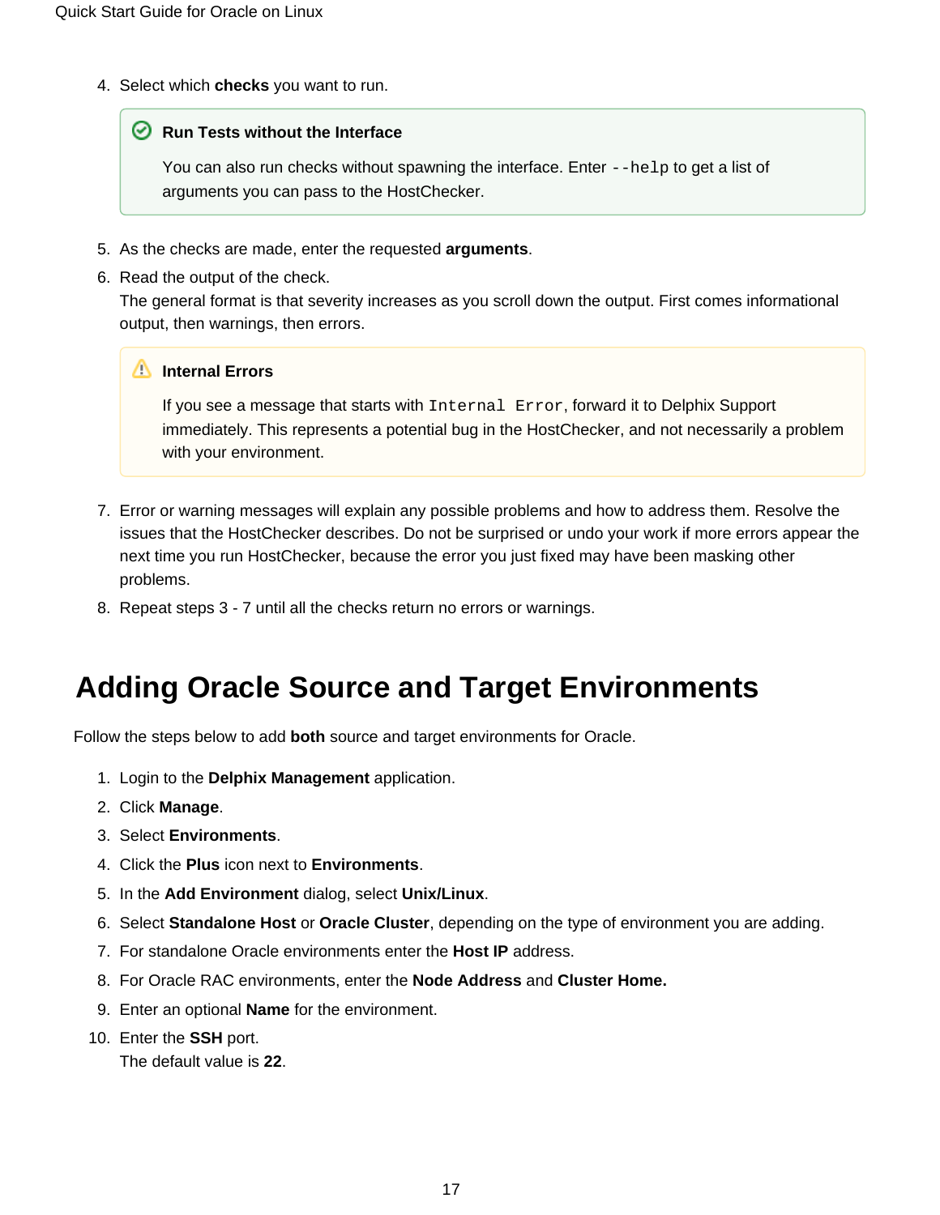4. Select which **checks** you want to run.

> **Run Tests without the Interface**
>
> You can also run checks without spawning the interface. Enter `--help` to get a list of arguments you can pass to the HostChecker.

5. As the checks are made, enter the requested **arguments**.
6. Read the output of the check.
   The general format is that severity increases as you scroll down the output. First comes informational output, then warnings, then errors.

> **Internal Errors**
>
> If you see a message that starts with `Internal Error`, forward it to Delphix Support immediately. This represents a potential bug in the HostChecker, and not necessarily a problem with your environment.

7. Error or warning messages will explain any possible problems and how to address them. Resolve the issues that the HostChecker describes. Do not be surprised or undo your work if more errors appear the next time you run HostChecker, because the error you just fixed may have been masking other problems.
8. Repeat steps 3 - 7 until all the checks return no errors or warnings.

# Adding Oracle Source and Target Environments

Follow the steps below to add **both** source and target environments for Oracle.

1. Login to the **Delphix Management** application.
2. Click **Manage**.
3. Select **Environments**.
4. Click the **Plus** icon next to **Environments**.
5. In the **Add Environment** dialog, select **Unix/Linux**.
6. Select **Standalone Host** or **Oracle Cluster**, depending on the type of environment you are adding.
7. For standalone Oracle environments enter the **Host IP** address.
8. For Oracle RAC environments, enter the **Node Address** and **Cluster Home.**
9. Enter an optional **Name** for the environment.
10. Enter the **SSH** port.
    The default value is **22**.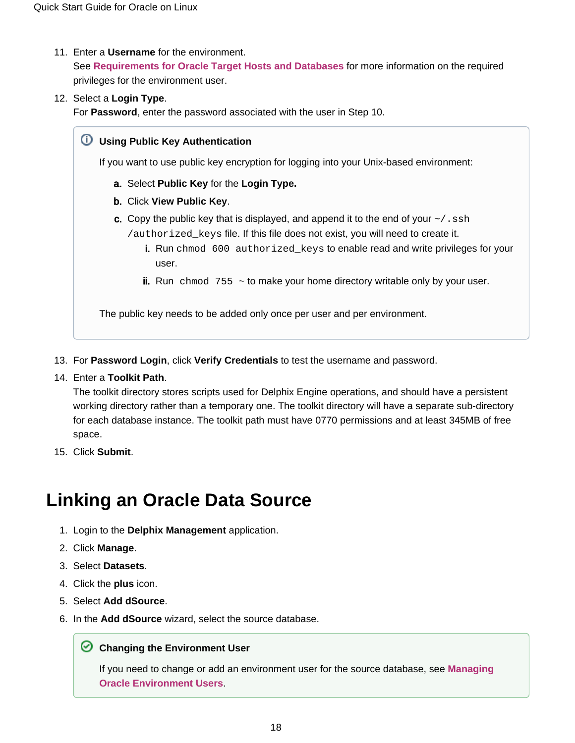11. Enter a **Username** for the environment.
    See **Requirements for Oracle Target Hosts and Databases** for more information on the required privileges for the environment user.
12. Select a **Login Type**.
    For **Password**, enter the password associated with the user in Step 10.

> **Using Public Key Authentication**
>
> If you want to use public key encryption for logging into your Unix-based environment:
>
> a. Select **Public Key** for the **Login Type.**
> b. Click **View Public Key**.
> c. Copy the public key that is displayed, and append it to the end of your `~/.ssh/authorized_keys` file. If this file does not exist, you will need to create it.
>     i. Run `chmod 600 authorized_keys` to enable read and write privileges for your user.
>     ii. Run `chmod 755 ~` to make your home directory writable only by your user.
>
> The public key needs to be added only once per user and per environment.

13. For **Password Login**, click **Verify Credentials** to test the username and password.
14. Enter a **Toolkit Path**.
    The toolkit directory stores scripts used for Delphix Engine operations, and should have a persistent working directory rather than a temporary one. The toolkit directory will have a separate sub-directory for each database instance. The toolkit path must have 0770 permissions and at least 345MB of free space.
15. Click **Submit**.

# Linking an Oracle Data Source

1. Login to the **Delphix Management** application.
2. Click **Manage**.
3. Select **Datasets**.
4. Click the **plus** icon.
5. Select **Add dSource**.
6. In the **Add dSource** wizard, select the source database.

> **Changing the Environment User**
>
> If you need to change or add an environment user for the source database, see **Managing Oracle Environment Users**.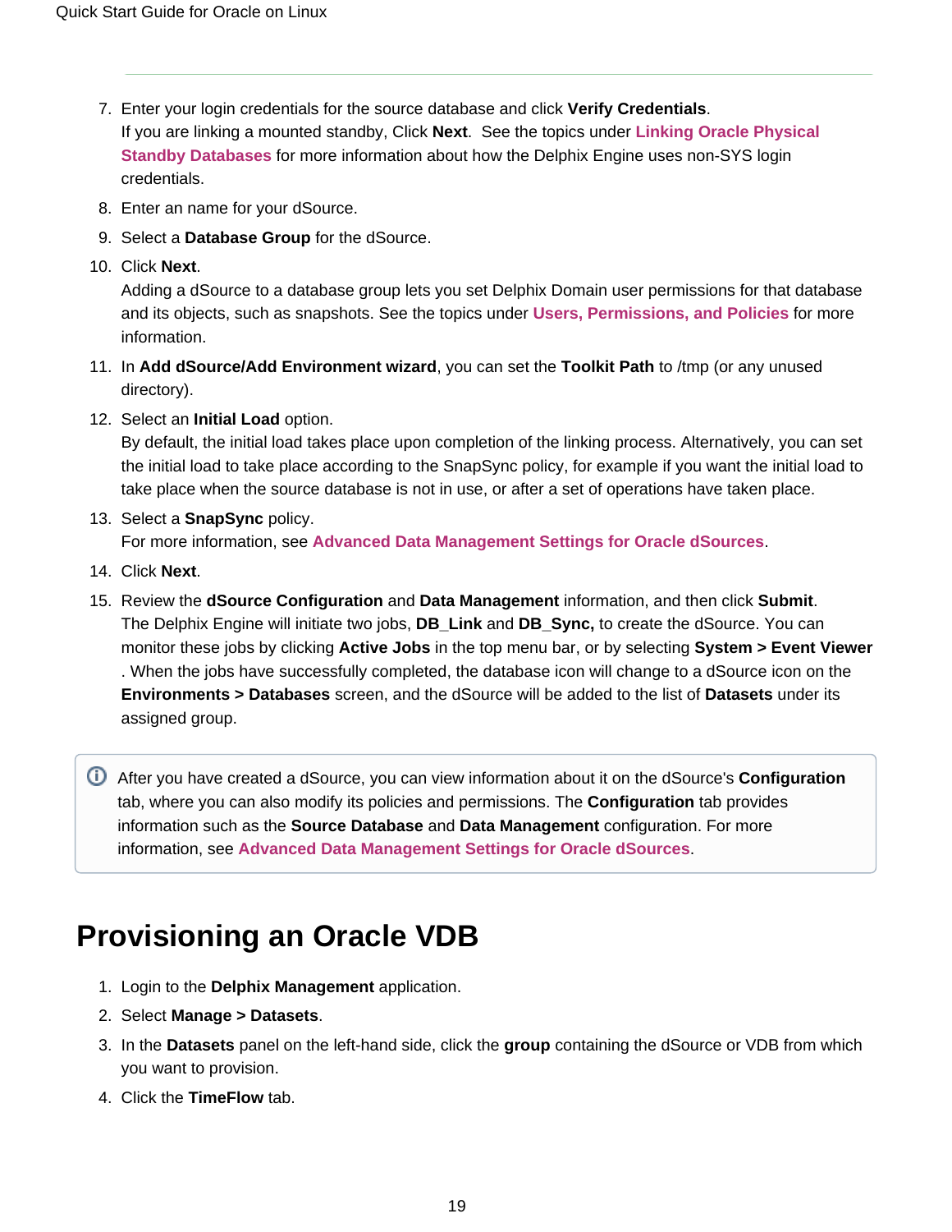7. Enter your login credentials for the source database and click **Verify Credentials**.
   If you are linking a mounted standby, Click **Next**. See the topics under **Linking Oracle Physical Standby Databases** for more information about how the Delphix Engine uses non-SYS login credentials.
8. Enter an name for your dSource.
9. Select a **Database Group** for the dSource.
10. Click **Next**.
    Adding a dSource to a database group lets you set Delphix Domain user permissions for that database and its objects, such as snapshots. See the topics under **Users, Permissions, and Policies** for more information.
11. In **Add dSource/Add Environment wizard**, you can set the **Toolkit Path** to /tmp (or any unused directory).
12. Select an **Initial Load** option.
    By default, the initial load takes place upon completion of the linking process. Alternatively, you can set the initial load to take place according to the SnapSync policy, for example if you want the initial load to take place when the source database is not in use, or after a set of operations have taken place.
13. Select a **SnapSync** policy.
    For more information, see **Advanced Data Management Settings for Oracle dSources**.
14. Click **Next**.
15. Review the **dSource Configuration** and **Data Management** information, and then click **Submit**.
    The Delphix Engine will initiate two jobs, **DB_Link** and **DB_Sync,** to create the dSource. You can monitor these jobs by clicking **Active Jobs** in the top menu bar, or by selecting **System > Event Viewer**. When the jobs have successfully completed, the database icon will change to a dSource icon on the **Environments > Databases** screen, and the dSource will be added to the list of **Datasets** under its assigned group.

> After you have created a dSource, you can view information about it on the dSource's **Configuration** tab, where you can also modify its policies and permissions. The **Configuration** tab provides information such as the **Source Database** and **Data Management** configuration. For more information, see **Advanced Data Management Settings for Oracle dSources**.

# Provisioning an Oracle VDB

1. Login to the **Delphix Management** application.
2. Select **Manage > Datasets**.
3. In the **Datasets** panel on the left-hand side, click the **group** containing the dSource or VDB from which you want to provision.
4. Click the **TimeFlow** tab.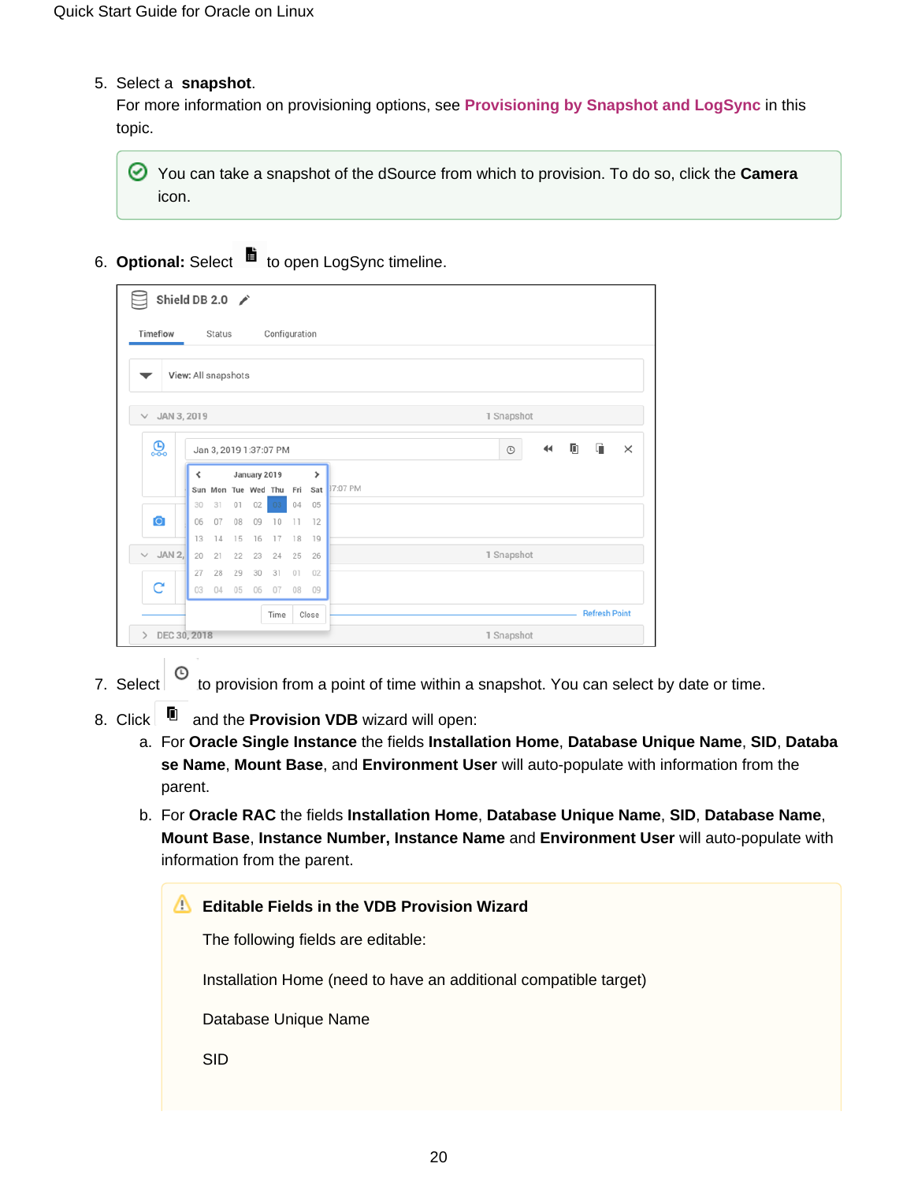5. Select a **snapshot**.
   For more information on provisioning options, see **Provisioning by Snapshot and LogSync** in this topic.

   > You can take a snapshot of the dSource from which to provision. To do so, click the **Camera** icon.

6. **Optional:** Select to open LogSync timeline.

7. Select to provision from a point of time within a snapshot. You can select by date or time.

8. Click and the **Provision VDB** wizard will open:
   a. For **Oracle Single Instance** the fields **Installation Home**, **Database Unique Name**, **SID**, **Database Name**, **Mount Base**, and **Environment User** will auto-populate with information from the parent.
   b. For **Oracle RAC** the fields **Installation Home**, **Database Unique Name**, **SID**, **Database Name**, **Mount Base**, **Instance Number, Instance Name** and **Environment User** will auto-populate with information from the parent.

   > **Editable Fields in the VDB Provision Wizard**
   >
   > The following fields are editable:
   >
   > Installation Home (need to have an additional compatible target)
   >
   > Database Unique Name
   >
   > SID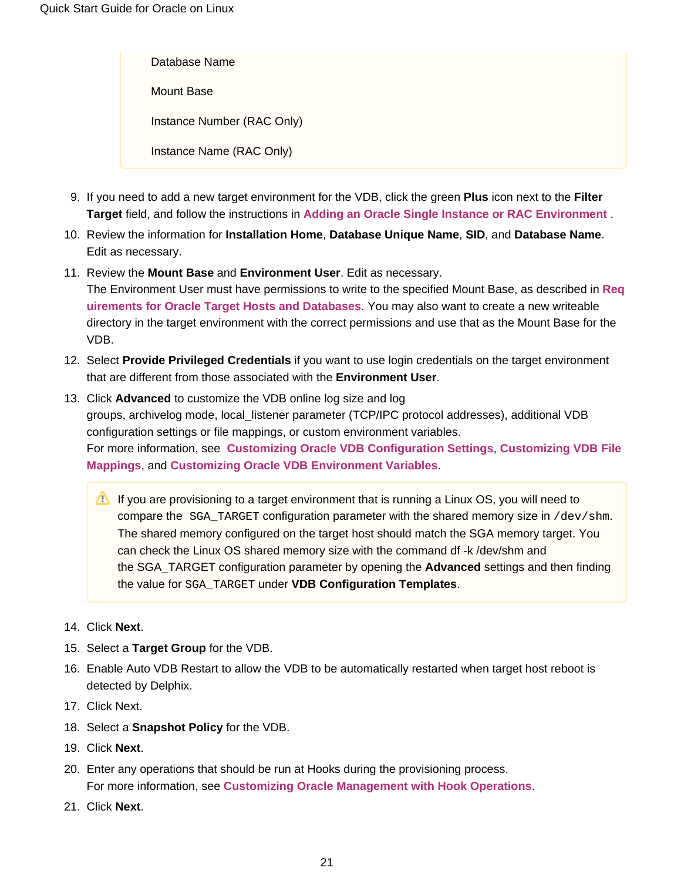Database Name

Mount Base

Instance Number (RAC Only)

Instance Name (RAC Only)

9. If you need to add a new target environment for the VDB, click the green **Plus** icon next to the **Filter Target** field, and follow the instructions in **Adding an Oracle Single Instance or RAC Environment** .
10. Review the information for **Installation Home**, **Database Unique Name**, **SID**, and **Database Name**. Edit as necessary.
11. Review the **Mount Base** and **Environment User**. Edit as necessary.
    The Environment User must have permissions to write to the specified Mount Base, as described in **Requirements for Oracle Target Hosts and Databases**. You may also want to create a new writeable directory in the target environment with the correct permissions and use that as the Mount Base for the VDB.
12. Select **Provide Privileged Credentials** if you want to use login credentials on the target environment that are different from those associated with the **Environment User**.
13. Click **Advanced** to customize the VDB online log size and log groups, archivelog mode, local_listener parameter (TCP/IPC protocol addresses), additional VDB configuration settings or file mappings, or custom environment variables.
    For more information, see **Customizing Oracle VDB Configuration Settings**, **Customizing VDB File Mappings**, and **Customizing Oracle VDB Environment Variables**.

    > ⚠ If you are provisioning to a target environment that is running a Linux OS, you will need to compare the `SGA_TARGET` configuration parameter with the shared memory size in `/dev/shm`. The shared memory configured on the target host should match the SGA memory target. You can check the Linux OS shared memory size with the command df -k /dev/shm and the SGA_TARGET configuration parameter by opening the **Advanced** settings and then finding the value for `SGA_TARGET` under **VDB Configuration Templates**.

14. Click **Next**.
15. Select a **Target Group** for the VDB.
16. Enable Auto VDB Restart to allow the VDB to be automatically restarted when target host reboot is detected by Delphix.
17. Click Next.
18. Select a **Snapshot Policy** for the VDB.
19. Click **Next**.
20. Enter any operations that should be run at Hooks during the provisioning process.
    For more information, see **Customizing Oracle Management with Hook Operations**.
21. Click **Next**.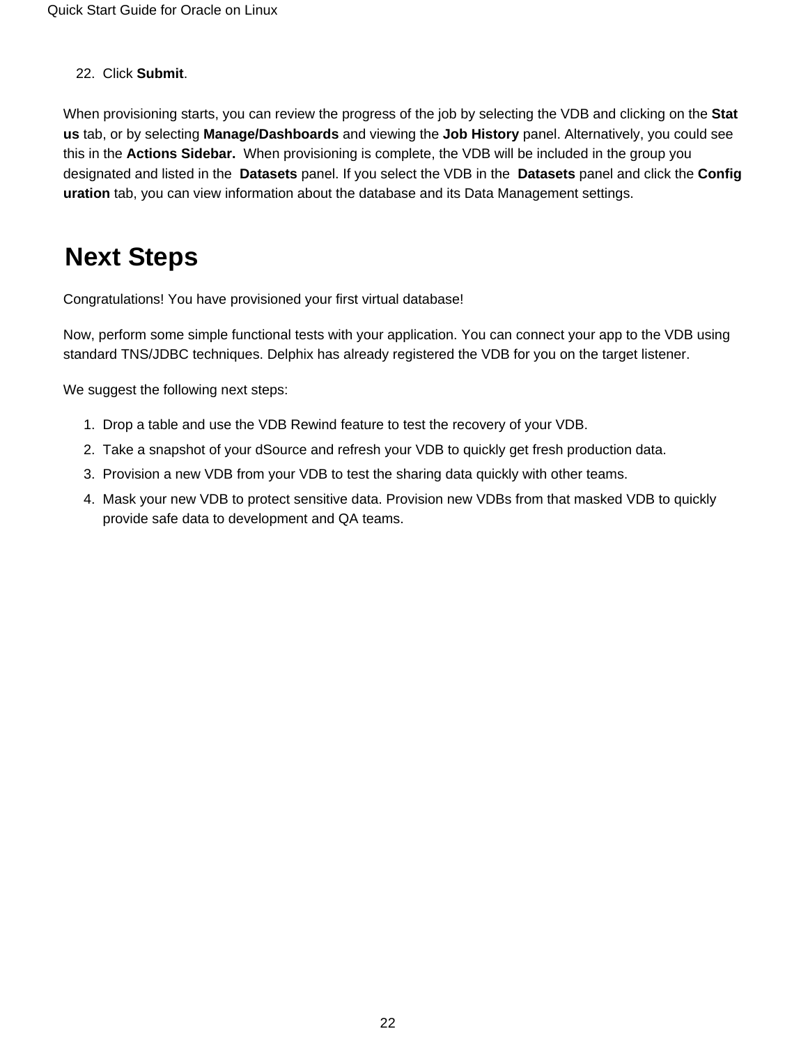22. Click **Submit**.

When provisioning starts, you can review the progress of the job by selecting the VDB and clicking on the **Status** tab, or by selecting **Manage/Dashboards** and viewing the **Job History** panel. Alternatively, you could see this in the **Actions Sidebar.** When provisioning is complete, the VDB will be included in the group you designated and listed in the **Datasets** panel. If you select the VDB in the **Datasets** panel and click the **Configuration** tab, you can view information about the database and its Data Management settings.

# Next Steps

Congratulations! You have provisioned your first virtual database!

Now, perform some simple functional tests with your application. You can connect your app to the VDB using standard TNS/JDBC techniques. Delphix has already registered the VDB for you on the target listener.

We suggest the following next steps:

1. Drop a table and use the VDB Rewind feature to test the recovery of your VDB.
2. Take a snapshot of your dSource and refresh your VDB to quickly get fresh production data.
3. Provision a new VDB from your VDB to test the sharing data quickly with other teams.
4. Mask your new VDB to protect sensitive data. Provision new VDBs from that masked VDB to quickly provide safe data to development and QA teams.